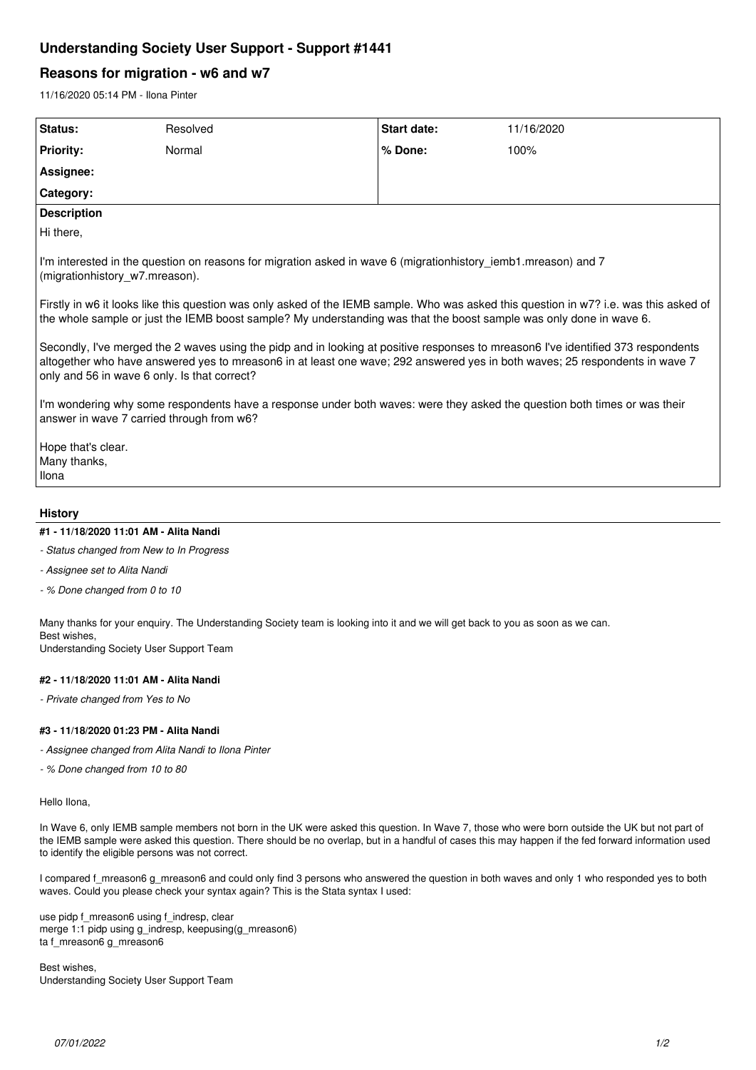# Understanding Society User Support - Support #1441

## Reasons for migration - w6 and w7

11/16/2020 05:14 PM - Ilona Pinter

| Status: | Resolved | Start date: | 11/16/2020 |
|---|---|---|---|
| Priority: | Normal | % Done: | 100% |
| Assignee: | | | |
| Category: | | | |

**Description**

Hi there,

I'm interested in the question on reasons for migration asked in wave 6 (migrationhistory_iemb1.mreason) and 7 (migrationhistory_w7.mreason).

Firstly in w6 it looks like this question was only asked of the IEMB sample. Who was asked this question in w7? i.e. was this asked of the whole sample or just the IEMB boost sample? My understanding was that the boost sample was only done in wave 6.

Secondly, I've merged the 2 waves using the pidp and in looking at positive responses to mreason6 I've identified 373 respondents altogether who have answered yes to mreason6 in at least one wave; 292 answered yes in both waves; 25 respondents in wave 7 only and 56 in wave 6 only. Is that correct?

I'm wondering why some respondents have a response under both waves: were they asked the question both times or was their answer in wave 7 carried through from w6?

Hope that's clear.
Many thanks,
Ilona

### History

#### #1 - 11/18/2020 11:01 AM - Alita Nandi

- *Status changed from New to In Progress*
- *Assignee set to Alita Nandi*
- *% Done changed from 0 to 10*

Many thanks for your enquiry. The Understanding Society team is looking into it and we will get back to you as soon as we can.
Best wishes,
Understanding Society User Support Team

#### #2 - 11/18/2020 11:01 AM - Alita Nandi

- *Private changed from Yes to No*

#### #3 - 11/18/2020 01:23 PM - Alita Nandi

- *Assignee changed from Alita Nandi to Ilona Pinter*
- *% Done changed from 10 to 80*

Hello Ilona,

In Wave 6, only IEMB sample members not born in the UK were asked this question. In Wave 7, those who were born outside the UK but not part of the IEMB sample were asked this question. There should be no overlap, but in a handful of cases this may happen if the fed forward information used to identify the eligible persons was not correct.

I compared f_mreason6 g_mreason6 and could only find 3 persons who answered the question in both waves and only 1 who responded yes to both waves. Could you please check your syntax again? This is the Stata syntax I used:

```
use pidp f_mreason6 using f_indresp, clear
merge 1:1 pidp using g_indresp, keepusing(g_mreason6)
ta f_mreason6 g_mreason6
```

Best wishes,
Understanding Society User Support Team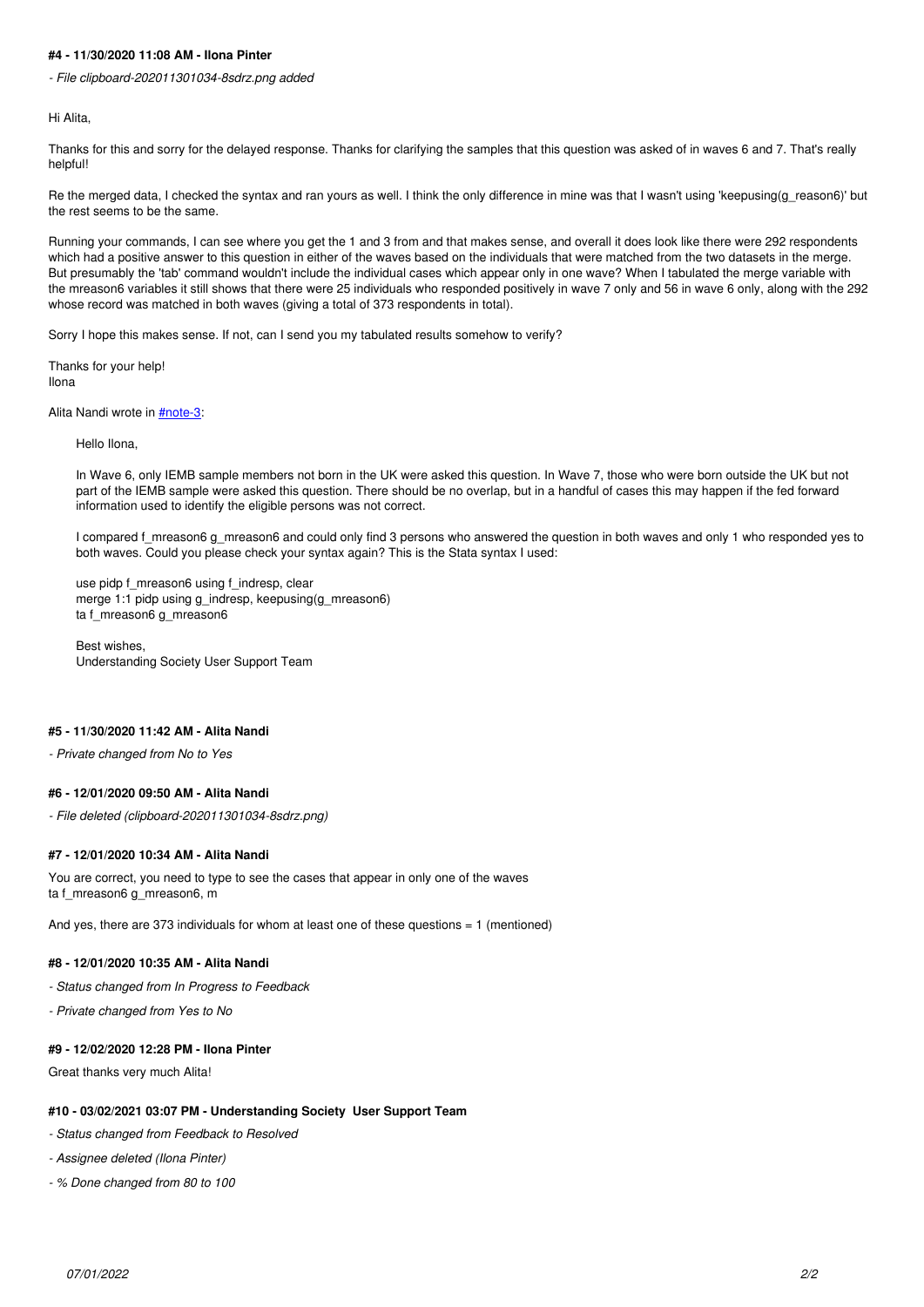#### #4 - 11/30/2020 11:08 AM - Ilona Pinter

*- File clipboard-202011301034-8sdrz.png added*

Hi Alita,

Thanks for this and sorry for the delayed response. Thanks for clarifying the samples that this question was asked of in waves 6 and 7. That's really helpful!

Re the merged data, I checked the syntax and ran yours as well. I think the only difference in mine was that I wasn't using 'keepusing(g_reason6)' but the rest seems to be the same.

Running your commands, I can see where you get the 1 and 3 from and that makes sense, and overall it does look like there were 292 respondents which had a positive answer to this question in either of the waves based on the individuals that were matched from the two datasets in the merge. But presumably the 'tab' command wouldn't include the individual cases which appear only in one wave? When I tabulated the merge variable with the mreason6 variables it still shows that there were 25 individuals who responded positively in wave 7 only and 56 in wave 6 only, along with the 292 whose record was matched in both waves (giving a total of 373 respondents in total).

Sorry I hope this makes sense. If not, can I send you my tabulated results somehow to verify?

Thanks for your help!
Ilona

Alita Nandi wrote in #note-3:

> Hello Ilona,
>
> In Wave 6, only IEMB sample members not born in the UK were asked this question. In Wave 7, those who were born outside the UK but not part of the IEMB sample were asked this question. There should be no overlap, but in a handful of cases this may happen if the fed forward information used to identify the eligible persons was not correct.
>
> I compared f_mreason6 g_mreason6 and could only find 3 persons who answered the question in both waves and only 1 who responded yes to both waves. Could you please check your syntax again? This is the Stata syntax I used:
>
> ```
> use pidp f_mreason6 using f_indresp, clear
> merge 1:1 pidp using g_indresp, keepusing(g_mreason6)
> ta f_mreason6 g_mreason6
> ```
>
> Best wishes,
> Understanding Society User Support Team

#### #5 - 11/30/2020 11:42 AM - Alita Nandi

*- Private changed from No to Yes*

#### #6 - 12/01/2020 09:50 AM - Alita Nandi

*- File deleted (clipboard-202011301034-8sdrz.png)*

#### #7 - 12/01/2020 10:34 AM - Alita Nandi

You are correct, you need to type to see the cases that appear in only one of the waves
ta f_mreason6 g_mreason6, m

And yes, there are 373 individuals for whom at least one of these questions = 1 (mentioned)

#### #8 - 12/01/2020 10:35 AM - Alita Nandi

*- Status changed from In Progress to Feedback*

*- Private changed from Yes to No*

#### #9 - 12/02/2020 12:28 PM - Ilona Pinter

Great thanks very much Alita!

#### #10 - 03/02/2021 03:07 PM - Understanding Society User Support Team

*- Status changed from Feedback to Resolved*

*- Assignee deleted (Ilona Pinter)*

*- % Done changed from 80 to 100*